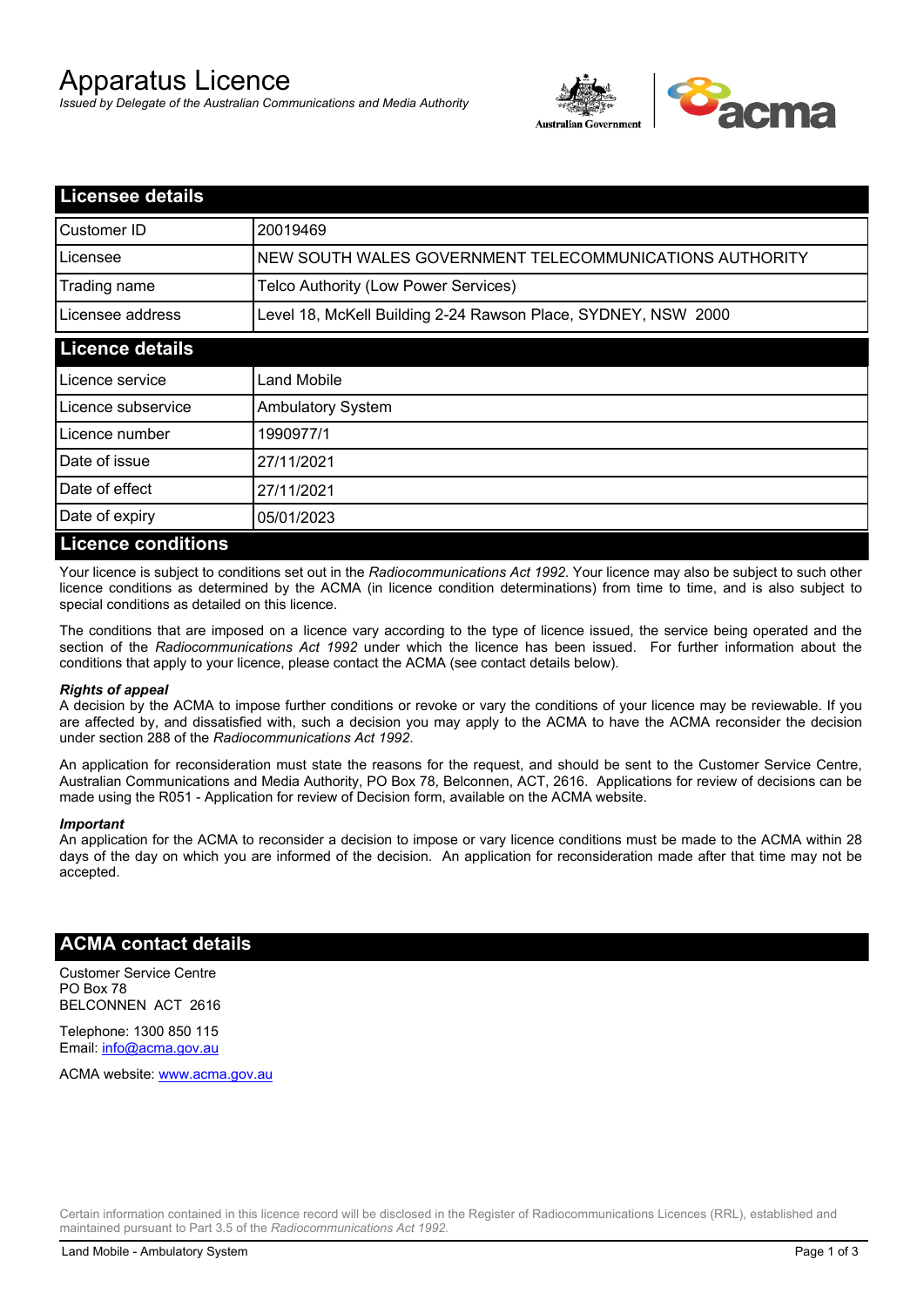# Apparatus Licence

*Issued by Delegate of the Australian Communications and Media Authority*

## Licensee details

| | |
|---|---|
| Customer ID | 20019469 |
| Licensee | NEW SOUTH WALES GOVERNMENT TELECOMMUNICATIONS AUTHORITY |
| Trading name | Telco Authority (Low Power Services) |
| Licensee address | Level 18, McKell Building 2-24 Rawson Place, SYDNEY, NSW 2000 |

## Licence details

| | |
|---|---|
| Licence service | Land Mobile |
| Licence subservice | Ambulatory System |
| Licence number | 1990977/1 |
| Date of issue | 27/11/2021 |
| Date of effect | 27/11/2021 |
| Date of expiry | 05/01/2023 |

## Licence conditions

Your licence is subject to conditions set out in the *Radiocommunications Act 1992*. Your licence may also be subject to such other licence conditions as determined by the ACMA (in licence condition determinations) from time to time, and is also subject to special conditions as detailed on this licence.

The conditions that are imposed on a licence vary according to the type of licence issued, the service being operated and the section of the *Radiocommunications Act 1992* under which the licence has been issued. For further information about the conditions that apply to your licence, please contact the ACMA (see contact details below).

***Rights of appeal***

A decision by the ACMA to impose further conditions or revoke or vary the conditions of your licence may be reviewable. If you are affected by, and dissatisfied with, such a decision you may apply to the ACMA to have the ACMA reconsider the decision under section 288 of the *Radiocommunications Act 1992*.

An application for reconsideration must state the reasons for the request, and should be sent to the Customer Service Centre, Australian Communications and Media Authority, PO Box 78, Belconnen, ACT, 2616. Applications for review of decisions can be made using the R051 - Application for review of Decision form, available on the ACMA website.

***Important***

An application for the ACMA to reconsider a decision to impose or vary licence conditions must be made to the ACMA within 28 days of the day on which you are informed of the decision. An application for reconsideration made after that time may not be accepted.

## ACMA contact details

Customer Service Centre
PO Box 78
BELCONNEN ACT 2616

Telephone: 1300 850 115
Email: info@acma.gov.au

ACMA website: www.acma.gov.au

Certain information contained in this licence record will be disclosed in the Register of Radiocommunications Licences (RRL), established and maintained pursuant to Part 3.5 of the *Radiocommunications Act 1992.*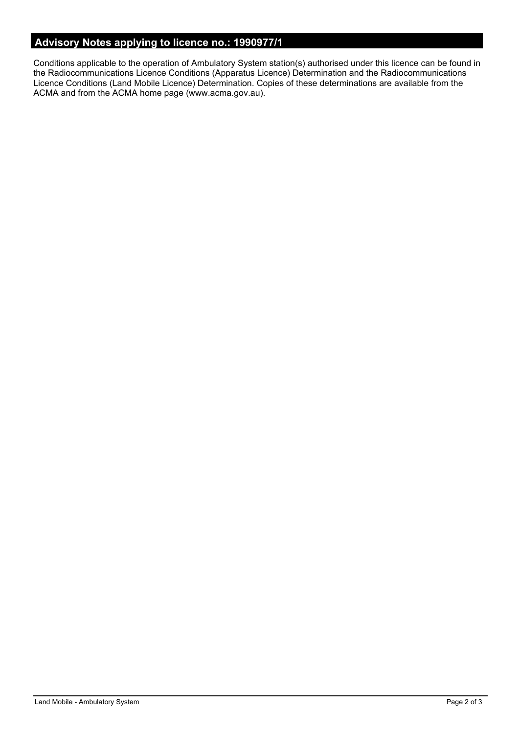## Advisory Notes applying to licence no.: 1990977/1

Conditions applicable to the operation of Ambulatory System station(s) authorised under this licence can be found in the Radiocommunications Licence Conditions (Apparatus Licence) Determination and the Radiocommunications Licence Conditions (Land Mobile Licence) Determination. Copies of these determinations are available from the ACMA and from the ACMA home page (www.acma.gov.au).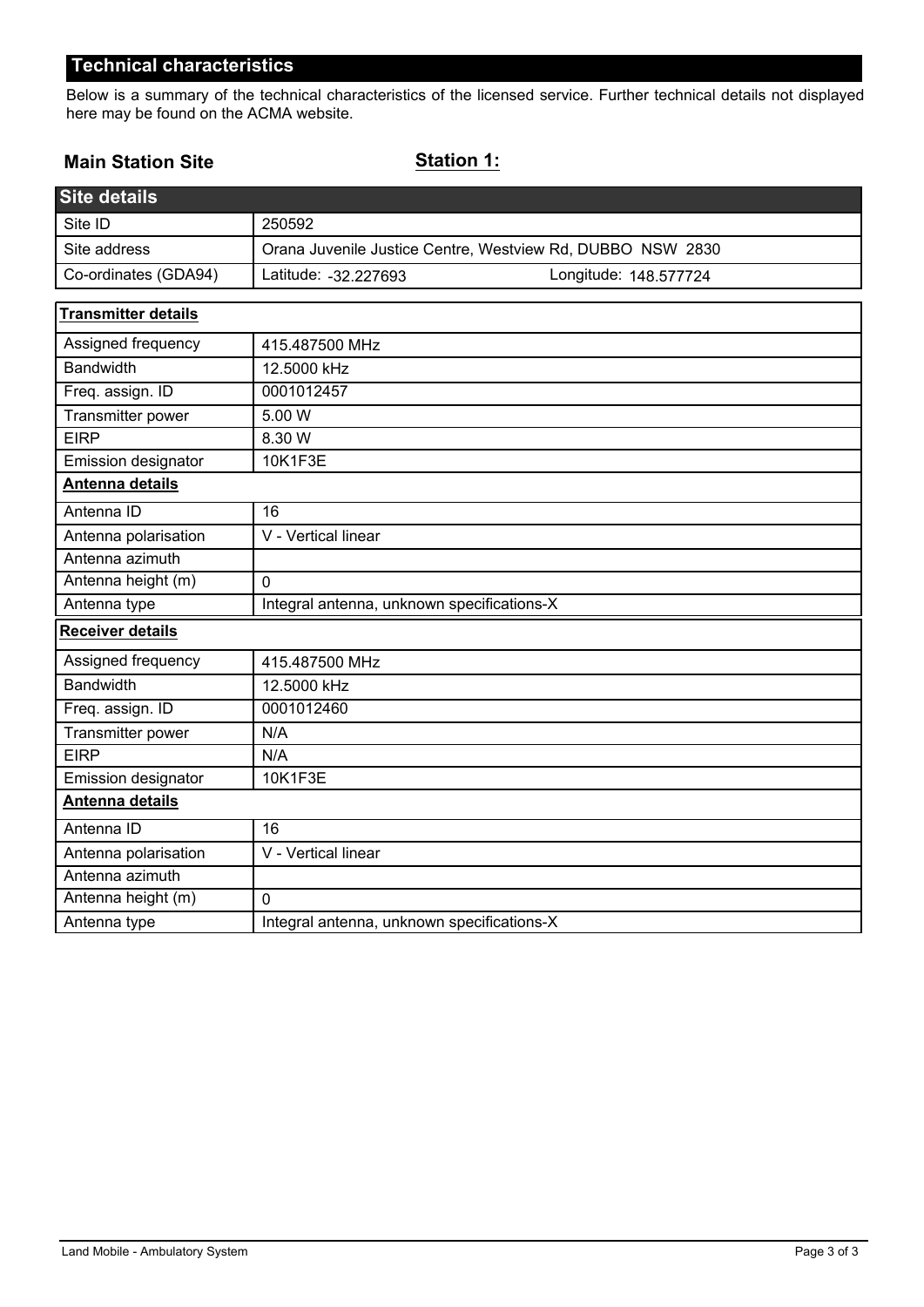## Technical characteristics

Below is a summary of the technical characteristics of the licensed service. Further technical details not displayed here may be found on the ACMA website.

**Main Station Site** **Station 1:**

| Site details | | |
|---|---|---|
| Site ID | 250592 | |
| Site address | Orana Juvenile Justice Centre, Westview Rd, DUBBO NSW 2830 | |
| Co-ordinates (GDA94) | Latitude: -32.227693 | Longitude: 148.577724 |

| Transmitter details | |
|---|---|
| Assigned frequency | 415.487500 MHz |
| Bandwidth | 12.5000 kHz |
| Freq. assign. ID | 0001012457 |
| Transmitter power | 5.00 W |
| EIRP | 8.30 W |
| Emission designator | 10K1F3E |
| **Antenna details** | |
| Antenna ID | 16 |
| Antenna polarisation | V - Vertical linear |
| Antenna azimuth | |
| Antenna height (m) | 0 |
| Antenna type | Integral antenna, unknown specifications-X |

| Receiver details | |
|---|---|
| Assigned frequency | 415.487500 MHz |
| Bandwidth | 12.5000 kHz |
| Freq. assign. ID | 0001012460 |
| Transmitter power | N/A |
| EIRP | N/A |
| Emission designator | 10K1F3E |
| **Antenna details** | |
| Antenna ID | 16 |
| Antenna polarisation | V - Vertical linear |
| Antenna azimuth | |
| Antenna height (m) | 0 |
| Antenna type | Integral antenna, unknown specifications-X |